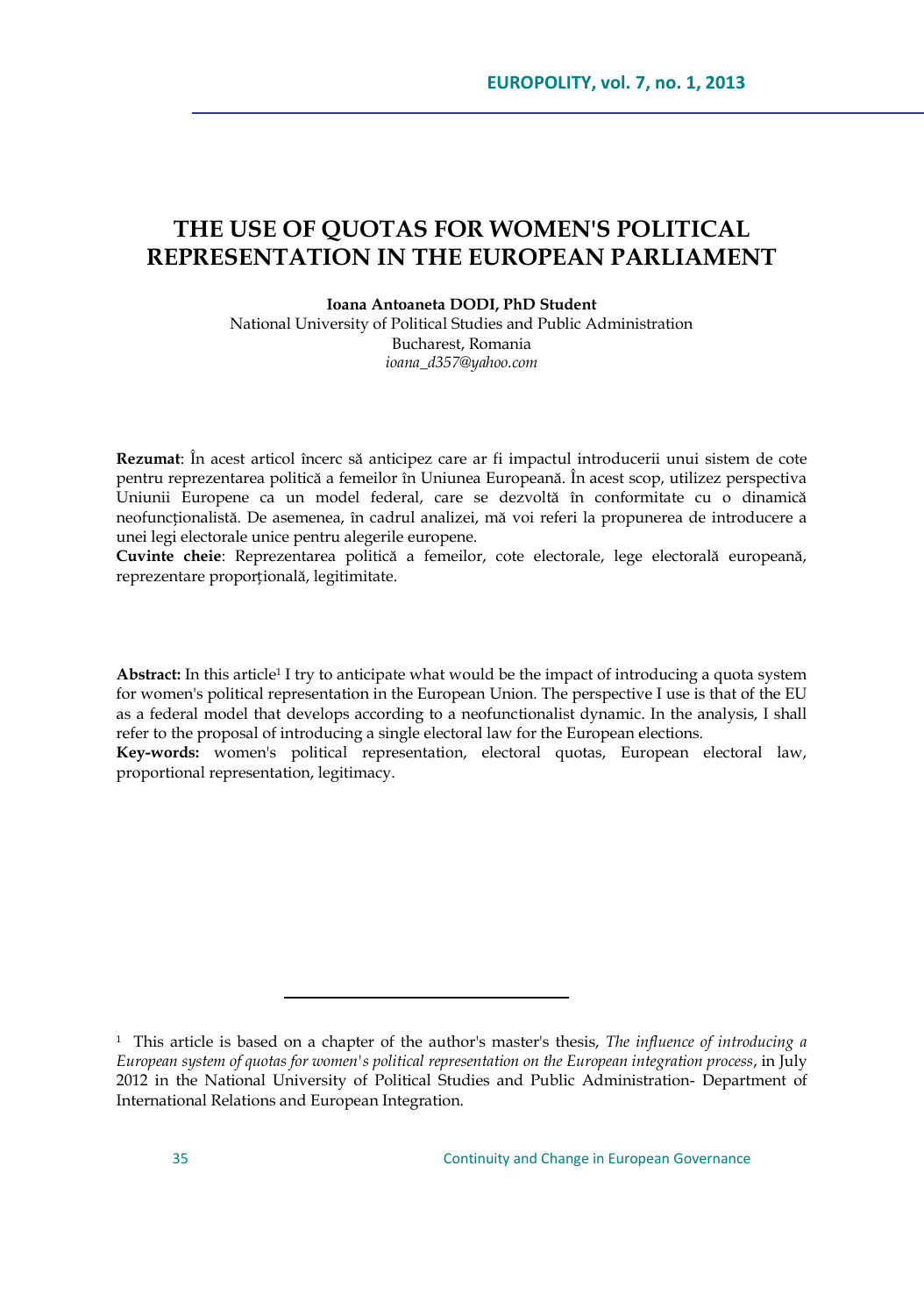# THE USE OF QUOTAS FOR WOMEN'S POLITICAL REPRESENTATION IN THE EUROPEAN PARLIAMENT

**Ioana Antoaneta DODI, PhD Student**
National University of Political Studies and Public Administration
Bucharest, Romania
*ioana_d357@yahoo.com*

**Rezumat**: În acest articol încerc să anticipez care ar fi impactul introducerii unui sistem de cote pentru reprezentarea politică a femeilor în Uniunea Europeană. În acest scop, utilizez perspectiva Uniunii Europene ca un model federal, care se dezvoltă în conformitate cu o dinamică neofuncționalistă. De asemenea, în cadrul analizei, mă voi referi la propunerea de introducere a unei legi electorale unice pentru alegerile europene.

**Cuvinte cheie**: Reprezentarea politică a femeilor, cote electorale, lege electorală europeană, reprezentare proporțională, legitimitate.

**Abstract:** In this article[1] I try to anticipate what would be the impact of introducing a quota system for women's political representation in the European Union. The perspective I use is that of the EU as a federal model that develops according to a neofunctionalist dynamic. In the analysis, I shall refer to the proposal of introducing a single electoral law for the European elections.

**Key-words:** women's political representation, electoral quotas, European electoral law, proportional representation, legitimacy.

---

[1] This article is based on a chapter of the author's master's thesis, *The influence of introducing a European system of quotas for women's political representation on the European integration process*, in July 2012 in the National University of Political Studies and Public Administration- Department of International Relations and European Integration.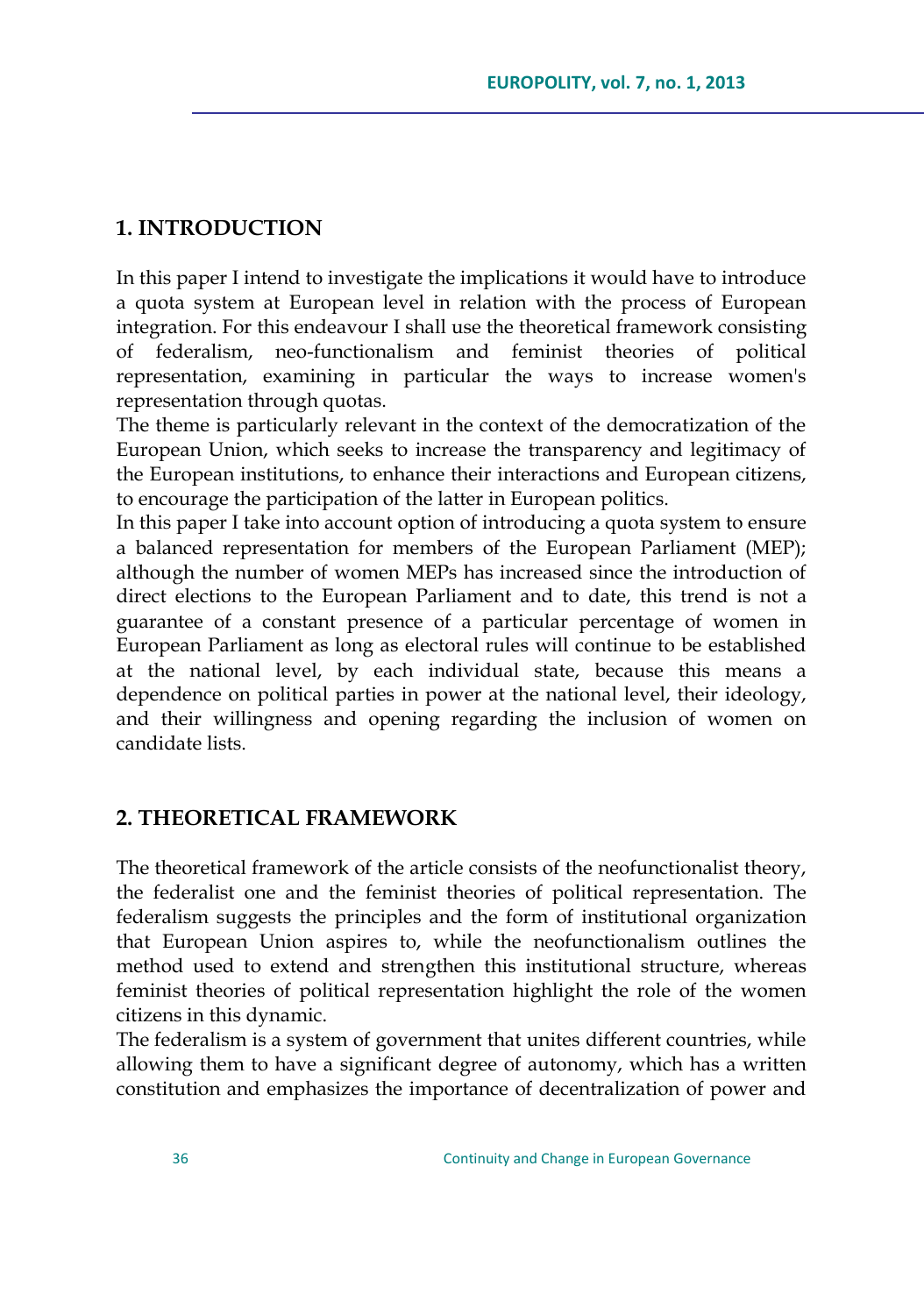## 1. INTRODUCTION

In this paper I intend to investigate the implications it would have to introduce a quota system at European level in relation with the process of European integration. For this endeavour I shall use the theoretical framework consisting of federalism, neo-functionalism and feminist theories of political representation, examining in particular the ways to increase women's representation through quotas.

The theme is particularly relevant in the context of the democratization of the European Union, which seeks to increase the transparency and legitimacy of the European institutions, to enhance their interactions and European citizens, to encourage the participation of the latter in European politics.

In this paper I take into account option of introducing a quota system to ensure a balanced representation for members of the European Parliament (MEP); although the number of women MEPs has increased since the introduction of direct elections to the European Parliament and to date, this trend is not a guarantee of a constant presence of a particular percentage of women in European Parliament as long as electoral rules will continue to be established at the national level, by each individual state, because this means a dependence on political parties in power at the national level, their ideology, and their willingness and opening regarding the inclusion of women on candidate lists.

## 2. THEORETICAL FRAMEWORK

The theoretical framework of the article consists of the neofunctionalist theory, the federalist one and the feminist theories of political representation. The federalism suggests the principles and the form of institutional organization that European Union aspires to, while the neofunctionalism outlines the method used to extend and strengthen this institutional structure, whereas feminist theories of political representation highlight the role of the women citizens in this dynamic.

The federalism is a system of government that unites different countries, while allowing them to have a significant degree of autonomy, which has a written constitution and emphasizes the importance of decentralization of power and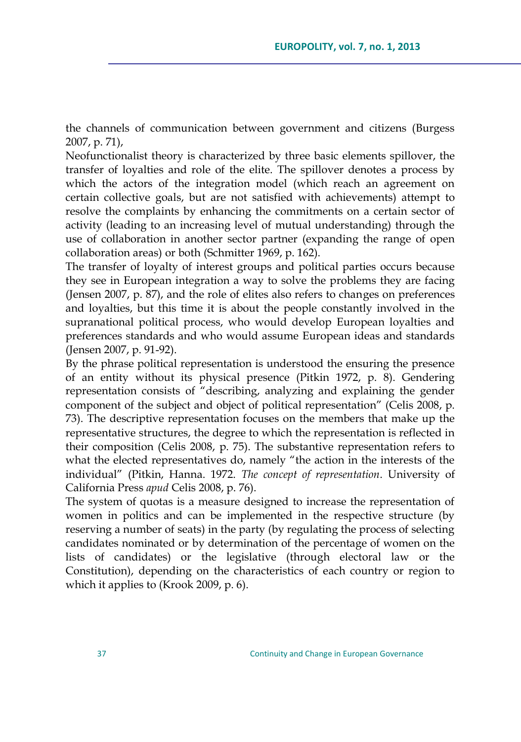the channels of communication between government and citizens (Burgess 2007, p. 71),

Neofunctionalist theory is characterized by three basic elements spillover, the transfer of loyalties and role of the elite. The spillover denotes a process by which the actors of the integration model (which reach an agreement on certain collective goals, but are not satisfied with achievements) attempt to resolve the complaints by enhancing the commitments on a certain sector of activity (leading to an increasing level of mutual understanding) through the use of collaboration in another sector partner (expanding the range of open collaboration areas) or both (Schmitter 1969, p. 162).

The transfer of loyalty of interest groups and political parties occurs because they see in European integration a way to solve the problems they are facing (Jensen 2007, p. 87), and the role of elites also refers to changes on preferences and loyalties, but this time it is about the people constantly involved in the supranational political process, who would develop European loyalties and preferences standards and who would assume European ideas and standards (Jensen 2007, p. 91-92).

By the phrase political representation is understood the ensuring the presence of an entity without its physical presence (Pitkin 1972, p. 8). Gendering representation consists of "describing, analyzing and explaining the gender component of the subject and object of political representation" (Celis 2008, p. 73). The descriptive representation focuses on the members that make up the representative structures, the degree to which the representation is reflected in their composition (Celis 2008, p. 75). The substantive representation refers to what the elected representatives do, namely "the action in the interests of the individual" (Pitkin, Hanna. 1972. *The concept of representation*. University of California Press *apud* Celis 2008, p. 76).

The system of quotas is a measure designed to increase the representation of women in politics and can be implemented in the respective structure (by reserving a number of seats) in the party (by regulating the process of selecting candidates nominated or by determination of the percentage of women on the lists of candidates) or the legislative (through electoral law or the Constitution), depending on the characteristics of each country or region to which it applies to (Krook 2009, p. 6).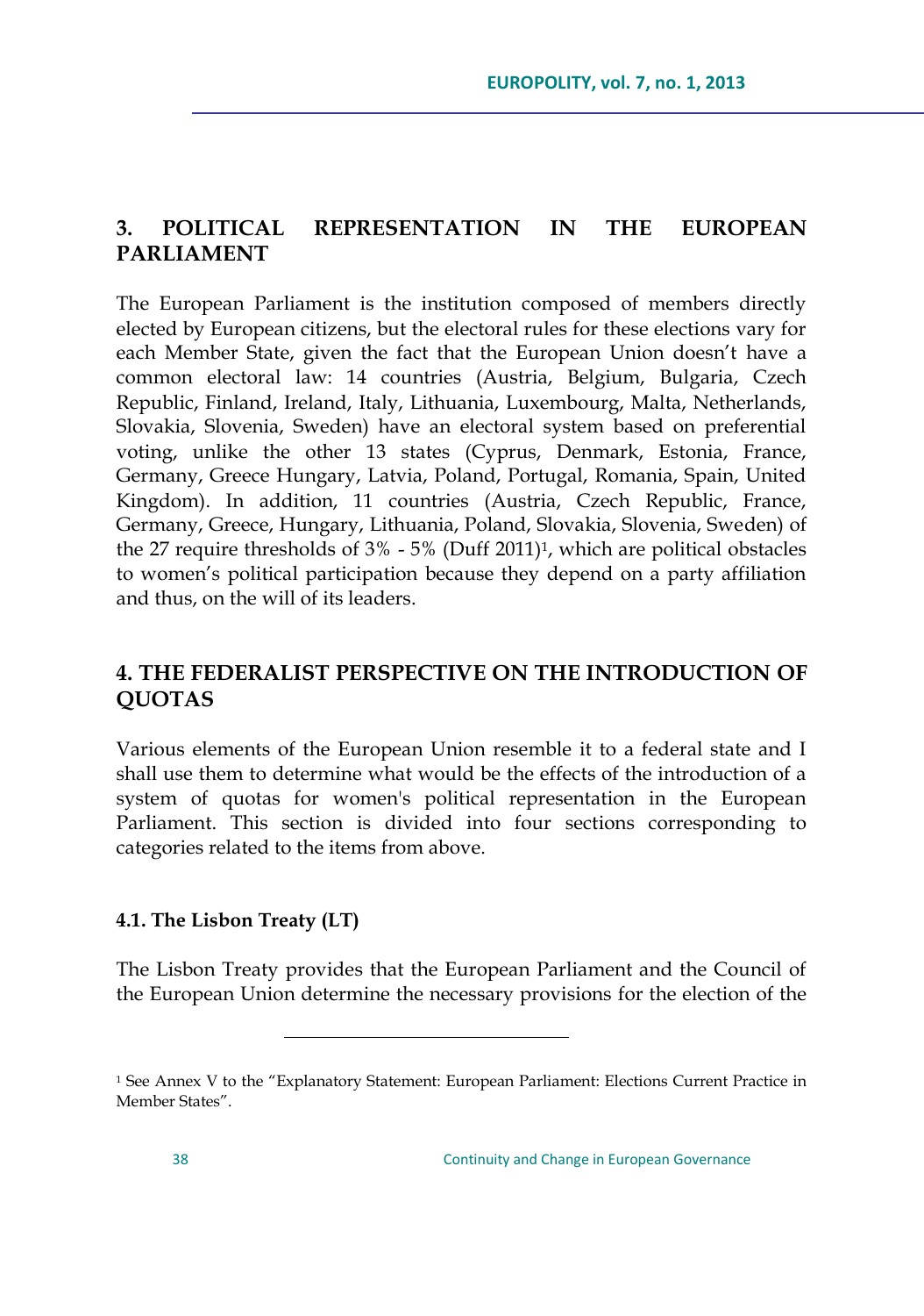## 3. POLITICAL REPRESENTATION IN THE EUROPEAN PARLIAMENT

The European Parliament is the institution composed of members directly elected by European citizens, but the electoral rules for these elections vary for each Member State, given the fact that the European Union doesn't have a common electoral law: 14 countries (Austria, Belgium, Bulgaria, Czech Republic, Finland, Ireland, Italy, Lithuania, Luxembourg, Malta, Netherlands, Slovakia, Slovenia, Sweden) have an electoral system based on preferential voting, unlike the other 13 states (Cyprus, Denmark, Estonia, France, Germany, Greece Hungary, Latvia, Poland, Portugal, Romania, Spain, United Kingdom). In addition, 11 countries (Austria, Czech Republic, France, Germany, Greece, Hungary, Lithuania, Poland, Slovakia, Slovenia, Sweden) of the 27 require thresholds of 3% - 5% (Duff 2011)[1], which are political obstacles to women's political participation because they depend on a party affiliation and thus, on the will of its leaders.

## 4. THE FEDERALIST PERSPECTIVE ON THE INTRODUCTION OF QUOTAS

Various elements of the European Union resemble it to a federal state and I shall use them to determine what would be the effects of the introduction of a system of quotas for women's political representation in the European Parliament. This section is divided into four sections corresponding to categories related to the items from above.

### 4.1. The Lisbon Treaty (LT)

The Lisbon Treaty provides that the European Parliament and the Council of the European Union determine the necessary provisions for the election of the

---

[1] See Annex V to the "Explanatory Statement: European Parliament: Elections Current Practice in Member States".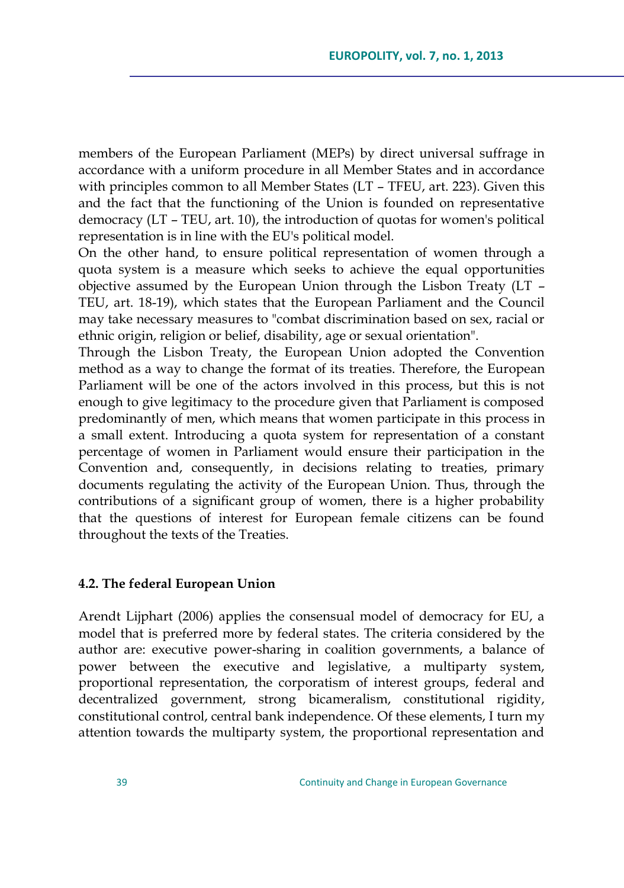members of the European Parliament (MEPs) by direct universal suffrage in accordance with a uniform procedure in all Member States and in accordance with principles common to all Member States (LT – TFEU, art. 223). Given this and the fact that the functioning of the Union is founded on representative democracy (LT – TEU, art. 10), the introduction of quotas for women's political representation is in line with the EU's political model.

On the other hand, to ensure political representation of women through a quota system is a measure which seeks to achieve the equal opportunities objective assumed by the European Union through the Lisbon Treaty (LT – TEU, art. 18-19), which states that the European Parliament and the Council may take necessary measures to "combat discrimination based on sex, racial or ethnic origin, religion or belief, disability, age or sexual orientation".

Through the Lisbon Treaty, the European Union adopted the Convention method as a way to change the format of its treaties. Therefore, the European Parliament will be one of the actors involved in this process, but this is not enough to give legitimacy to the procedure given that Parliament is composed predominantly of men, which means that women participate in this process in a small extent. Introducing a quota system for representation of a constant percentage of women in Parliament would ensure their participation in the Convention and, consequently, in decisions relating to treaties, primary documents regulating the activity of the European Union. Thus, through the contributions of a significant group of women, there is a higher probability that the questions of interest for European female citizens can be found throughout the texts of the Treaties.

### 4.2. The federal European Union

Arendt Lijphart (2006) applies the consensual model of democracy for EU, a model that is preferred more by federal states. The criteria considered by the author are: executive power-sharing in coalition governments, a balance of power between the executive and legislative, a multiparty system, proportional representation, the corporatism of interest groups, federal and decentralized government, strong bicameralism, constitutional rigidity, constitutional control, central bank independence. Of these elements, I turn my attention towards the multiparty system, the proportional representation and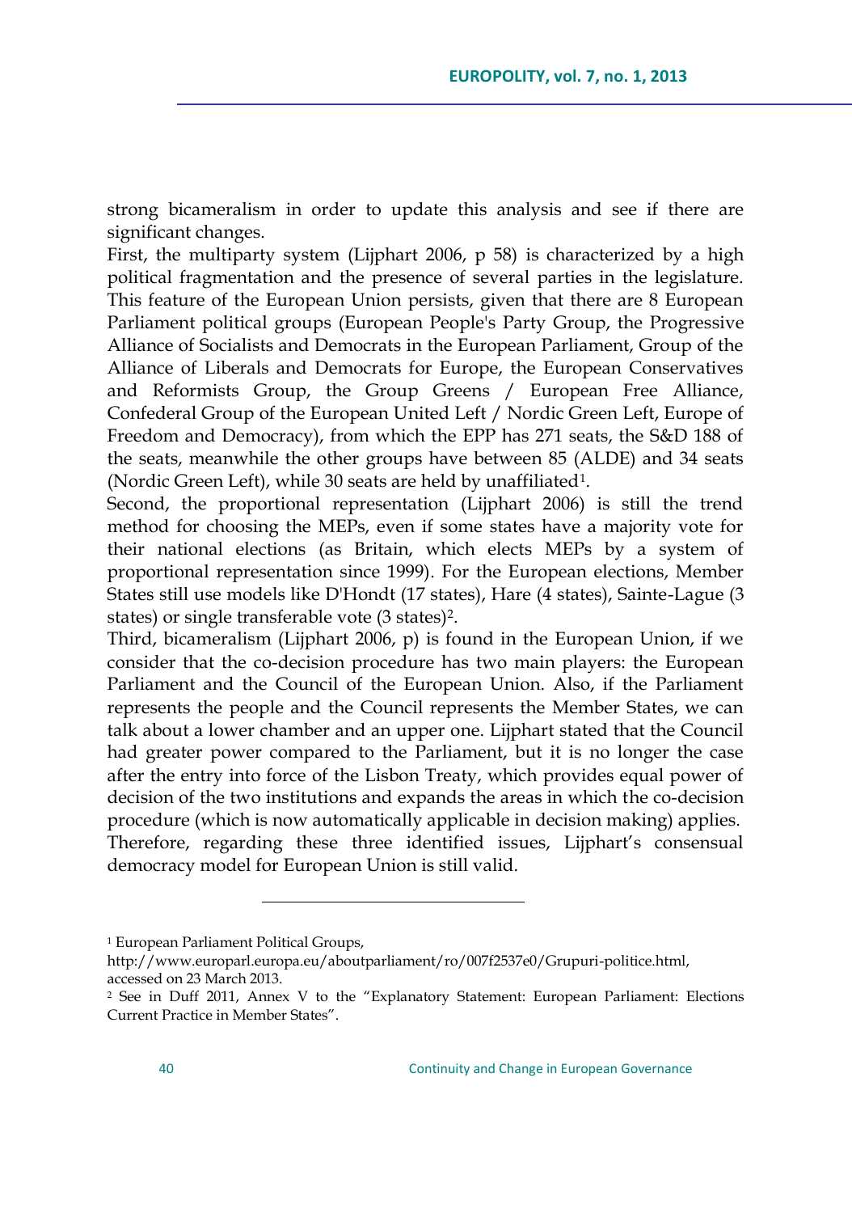strong bicameralism in order to update this analysis and see if there are significant changes.

First, the multiparty system (Lijphart 2006, p 58) is characterized by a high political fragmentation and the presence of several parties in the legislature. This feature of the European Union persists, given that there are 8 European Parliament political groups (European People's Party Group, the Progressive Alliance of Socialists and Democrats in the European Parliament, Group of the Alliance of Liberals and Democrats for Europe, the European Conservatives and Reformists Group, the Group Greens / European Free Alliance, Confederal Group of the European United Left / Nordic Green Left, Europe of Freedom and Democracy), from which the EPP has 271 seats, the S&D 188 of the seats, meanwhile the other groups have between 85 (ALDE) and 34 seats (Nordic Green Left), while 30 seats are held by unaffiliated[1].

Second, the proportional representation (Lijphart 2006) is still the trend method for choosing the MEPs, even if some states have a majority vote for their national elections (as Britain, which elects MEPs by a system of proportional representation since 1999). For the European elections, Member States still use models like D'Hondt (17 states), Hare (4 states), Sainte-Lague (3 states) or single transferable vote (3 states)[2].

Third, bicameralism (Lijphart 2006, p) is found in the European Union, if we consider that the co-decision procedure has two main players: the European Parliament and the Council of the European Union. Also, if the Parliament represents the people and the Council represents the Member States, we can talk about a lower chamber and an upper one. Lijphart stated that the Council had greater power compared to the Parliament, but it is no longer the case after the entry into force of the Lisbon Treaty, which provides equal power of decision of the two institutions and expands the areas in which the co-decision procedure (which is now automatically applicable in decision making) applies.

Therefore, regarding these three identified issues, Lijphart's consensual democracy model for European Union is still valid.

---

[1] European Parliament Political Groups, http://www.europarl.europa.eu/aboutparliament/ro/007f2537e0/Grupuri-politice.html, accessed on 23 March 2013.

[2] See in Duff 2011, Annex V to the "Explanatory Statement: European Parliament: Elections Current Practice in Member States".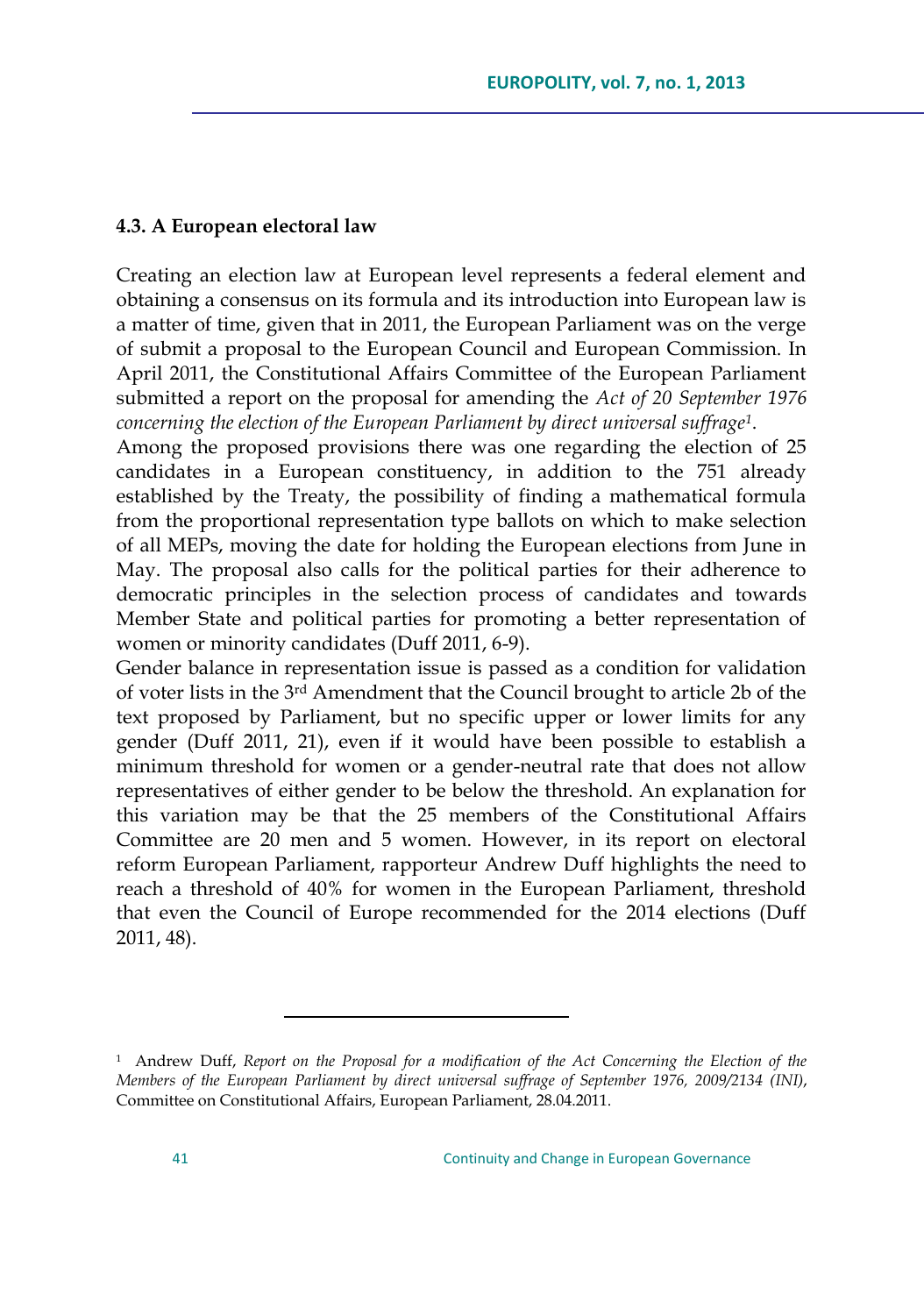#### 4.3. A European electoral law

Creating an election law at European level represents a federal element and obtaining a consensus on its formula and its introduction into European law is a matter of time, given that in 2011, the European Parliament was on the verge of submit a proposal to the European Council and European Commission. In April 2011, the Constitutional Affairs Committee of the European Parliament submitted a report on the proposal for amending the *Act of 20 September 1976 concerning the election of the European Parliament by direct universal suffrage*[1].

Among the proposed provisions there was one regarding the election of 25 candidates in a European constituency, in addition to the 751 already established by the Treaty, the possibility of finding a mathematical formula from the proportional representation type ballots on which to make selection of all MEPs, moving the date for holding the European elections from June in May. The proposal also calls for the political parties for their adherence to democratic principles in the selection process of candidates and towards Member State and political parties for promoting a better representation of women or minority candidates (Duff 2011, 6-9).

Gender balance in representation issue is passed as a condition for validation of voter lists in the 3rd Amendment that the Council brought to article 2b of the text proposed by Parliament, but no specific upper or lower limits for any gender (Duff 2011, 21), even if it would have been possible to establish a minimum threshold for women or a gender-neutral rate that does not allow representatives of either gender to be below the threshold. An explanation for this variation may be that the 25 members of the Constitutional Affairs Committee are 20 men and 5 women. However, in its report on electoral reform European Parliament, rapporteur Andrew Duff highlights the need to reach a threshold of 40% for women in the European Parliament, threshold that even the Council of Europe recommended for the 2014 elections (Duff 2011, 48).

---

[1] Andrew Duff, *Report on the Proposal for a modification of the Act Concerning the Election of the Members of the European Parliament by direct universal suffrage of September 1976, 2009/2134 (INI)*, Committee on Constitutional Affairs, European Parliament, 28.04.2011.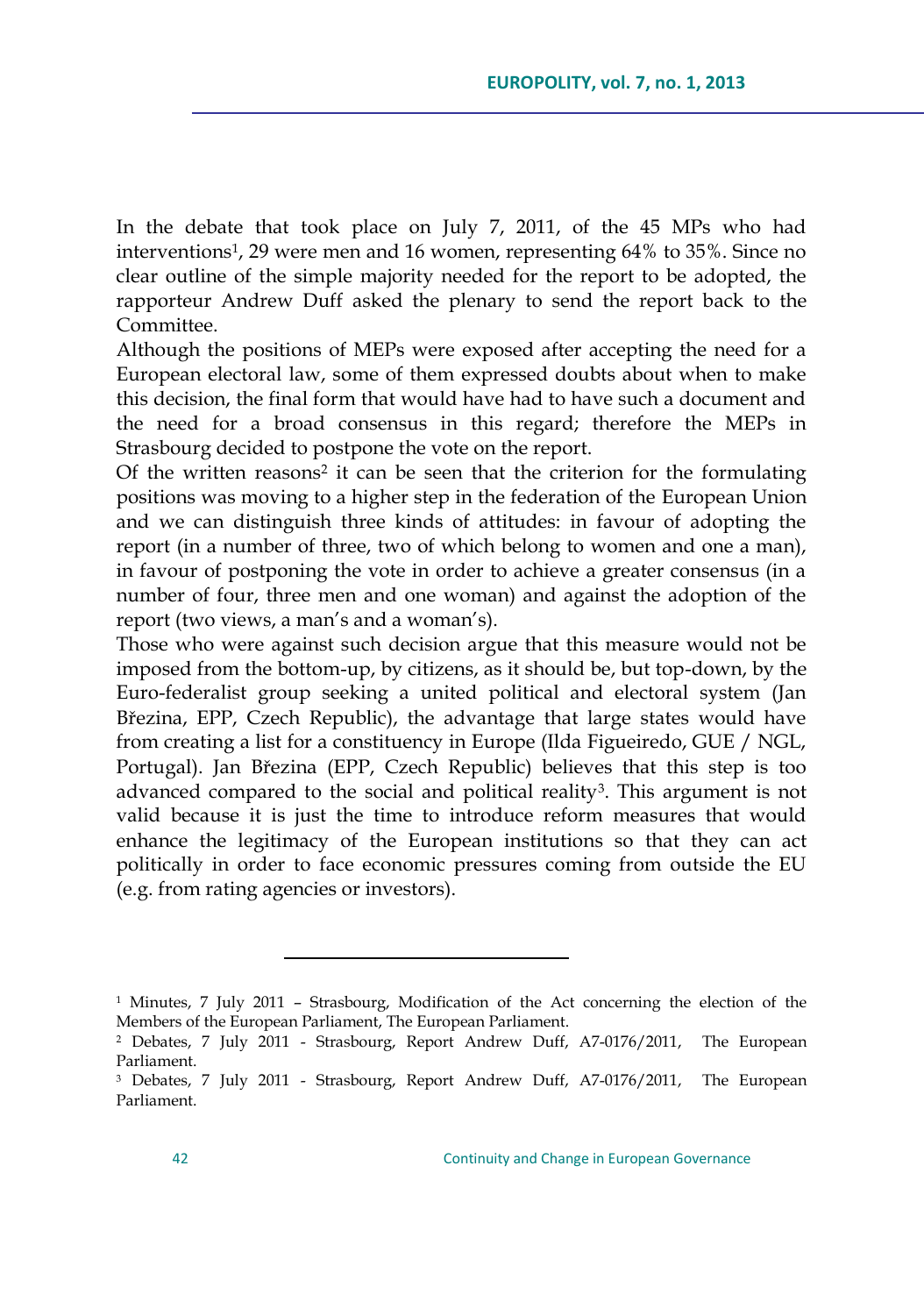In the debate that took place on July 7, 2011, of the 45 MPs who had interventions[1], 29 were men and 16 women, representing 64% to 35%. Since no clear outline of the simple majority needed for the report to be adopted, the rapporteur Andrew Duff asked the plenary to send the report back to the Committee.

Although the positions of MEPs were exposed after accepting the need for a European electoral law, some of them expressed doubts about when to make this decision, the final form that would have had to have such a document and the need for a broad consensus in this regard; therefore the MEPs in Strasbourg decided to postpone the vote on the report.

Of the written reasons[2] it can be seen that the criterion for the formulating positions was moving to a higher step in the federation of the European Union and we can distinguish three kinds of attitudes: in favour of adopting the report (in a number of three, two of which belong to women and one a man), in favour of postponing the vote in order to achieve a greater consensus (in a number of four, three men and one woman) and against the adoption of the report (two views, a man's and a woman's).

Those who were against such decision argue that this measure would not be imposed from the bottom-up, by citizens, as it should be, but top-down, by the Euro-federalist group seeking a united political and electoral system (Jan Březina, EPP, Czech Republic), the advantage that large states would have from creating a list for a constituency in Europe (Ilda Figueiredo, GUE / NGL, Portugal). Jan Březina (EPP, Czech Republic) believes that this step is too advanced compared to the social and political reality[3]. This argument is not valid because it is just the time to introduce reform measures that would enhance the legitimacy of the European institutions so that they can act politically in order to face economic pressures coming from outside the EU (e.g. from rating agencies or investors).

---

[1] Minutes, 7 July 2011 – Strasbourg, Modification of the Act concerning the election of the Members of the European Parliament, The European Parliament.

[2] Debates, 7 July 2011 - Strasbourg, Report Andrew Duff, A7-0176/2011, The European Parliament.

[3] Debates, 7 July 2011 - Strasbourg, Report Andrew Duff, A7-0176/2011, The European Parliament.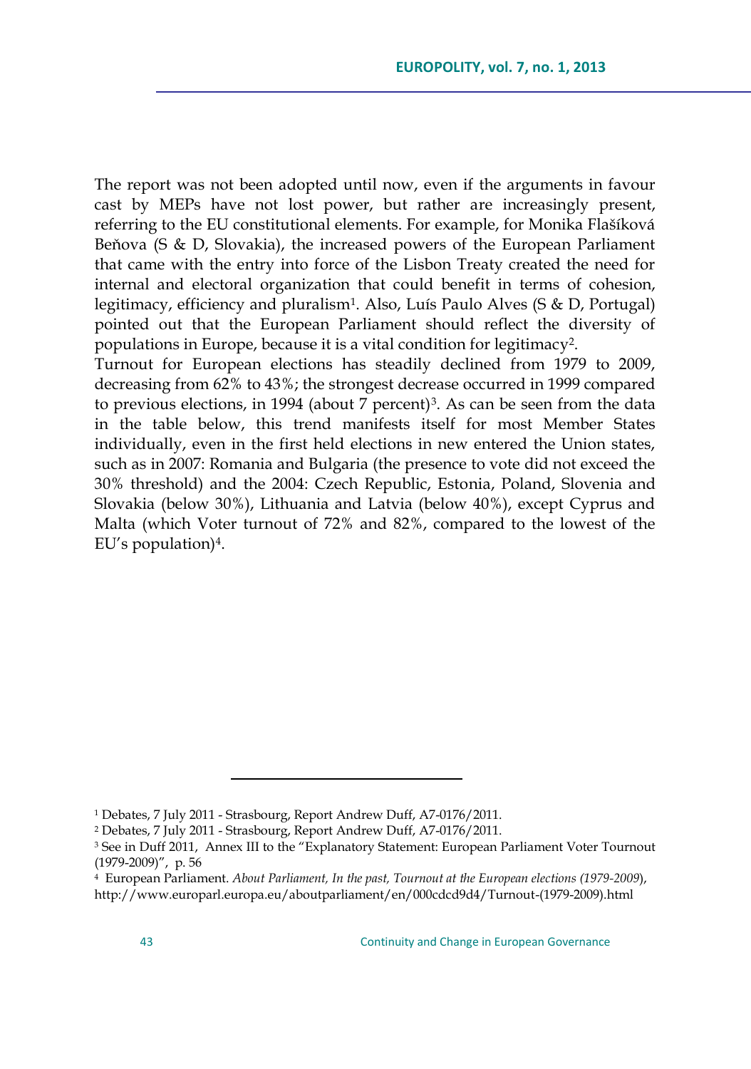The report was not been adopted until now, even if the arguments in favour cast by MEPs have not lost power, but rather are increasingly present, referring to the EU constitutional elements. For example, for Monika Flašíková Beňova (S & D, Slovakia), the increased powers of the European Parliament that came with the entry into force of the Lisbon Treaty created the need for internal and electoral organization that could benefit in terms of cohesion, legitimacy, efficiency and pluralism[1]. Also, Luís Paulo Alves (S & D, Portugal) pointed out that the European Parliament should reflect the diversity of populations in Europe, because it is a vital condition for legitimacy[2].

Turnout for European elections has steadily declined from 1979 to 2009, decreasing from 62% to 43%; the strongest decrease occurred in 1999 compared to previous elections, in 1994 (about 7 percent)[3]. As can be seen from the data in the table below, this trend manifests itself for most Member States individually, even in the first held elections in new entered the Union states, such as in 2007: Romania and Bulgaria (the presence to vote did not exceed the 30% threshold) and the 2004: Czech Republic, Estonia, Poland, Slovenia and Slovakia (below 30%), Lithuania and Latvia (below 40%), except Cyprus and Malta (which Voter turnout of 72% and 82%, compared to the lowest of the EU's population)[4].

---

[1] Debates, 7 July 2011 - Strasbourg, Report Andrew Duff, A7-0176/2011.

[2] Debates, 7 July 2011 - Strasbourg, Report Andrew Duff, A7-0176/2011.

[3] See in Duff 2011, Annex III to the "Explanatory Statement: European Parliament Voter Tournout (1979-2009)", p. 56

[4] European Parliament. *About Parliament, In the past, Tournout at the European elections (1979-2009*), http://www.europarl.europa.eu/aboutparliament/en/000cdcd9d4/Turnout-(1979-2009).html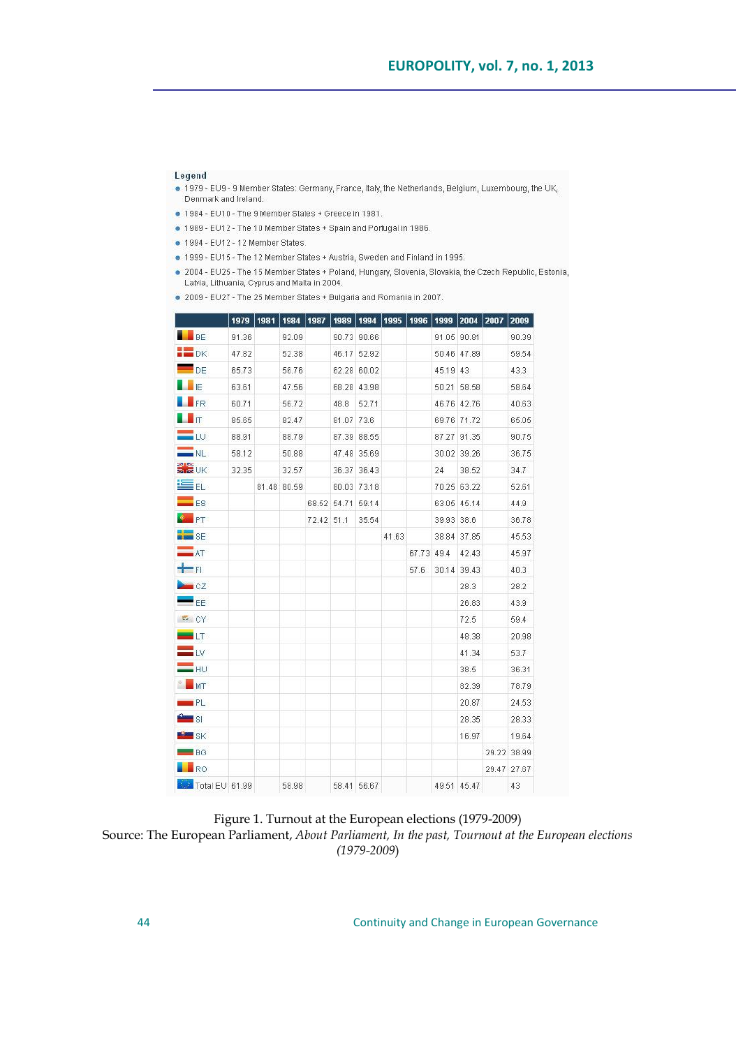**Legend**

- 1979 - EU9 - 9 Member States: Germany, France, Italy, the Netherlands, Belgium, Luxembourg, the UK, Denmark and Ireland.
- 1984 - EU10 - The 9 Member States + Greece in 1981.
- 1989 - EU12 - The 10 Member States + Spain and Portugal in 1986.
- 1994 - EU12 - 12 Member States.
- 1999 - EU15 - The 12 Member States + Austria, Sweden and Finland in 1995.
- 2004 - EU25 - The 15 Member States + Poland, Hungary, Slovenia, Slovakia, the Czech Republic, Estonia, Latvia, Lithuania, Cyprus and Malta in 2004.
- 2009 - EU27 - The 25 Member States + Bulgaria and Romania in 2007.

| | 1979 | 1981 | 1984 | 1987 | 1989 | 1994 | 1995 | 1996 | 1999 | 2004 | 2007 | 2009 |
|---|---|---|---|---|---|---|---|---|---|---|---|---|
| BE | 91.36 | | 92.09 | | 90.73 | 90.66 | | | 91.05 | 90.81 | | 90.39 |
| DK | 47.82 | | 52.38 | | 46.17 | 52.92 | | | 50.46 | 47.89 | | 59.54 |
| DE | 65.73 | | 56.76 | | 62.28 | 60.02 | | | 45.19 | 43 | | 43.3 |
| IE | 63.61 | | 47.56 | | 68.28 | 43.98 | | | 50.21 | 58.58 | | 58.64 |
| FR | 60.71 | | 56.72 | | 48.8 | 52.71 | | | 46.76 | 42.76 | | 40.63 |
| IT | 85.65 | | 82.47 | | 81.07 | 73.6 | | | 69.76 | 71.72 | | 65.05 |
| LU | 88.91 | | 88.79 | | 87.39 | 88.55 | | | 87.27 | 91.35 | | 90.75 |
| NL | 58.12 | | 50.88 | | 47.48 | 35.69 | | | 30.02 | 39.26 | | 36.75 |
| UK | 32.35 | | 32.57 | | 36.37 | 36.43 | | | 24 | 38.52 | | 34.7 |
| EL | | 81.48 | 80.59 | | 80.03 | 73.18 | | | 70.25 | 63.22 | | 52.61 |
| ES | | | | 68.52 | 54.71 | 59.14 | | | 63.05 | 45.14 | | 44.9 |
| PT | | | | 72.42 | 51.1 | 35.54 | | | 39.93 | 38.6 | | 36.78 |
| SE | | | | | | | 41.63 | | 38.84 | 37.85 | | 45.53 |
| AT | | | | | | | | 67.73 | 49.4 | 42.43 | | 45.97 |
| FI | | | | | | | | 57.6 | 30.14 | 39.43 | | 40.3 |
| CZ | | | | | | | | | | 28.3 | | 28.2 |
| EE | | | | | | | | | | 26.83 | | 43.9 |
| CY | | | | | | | | | | 72.5 | | 59.4 |
| LT | | | | | | | | | | 48.38 | | 20.98 |
| LV | | | | | | | | | | 41.34 | | 53.7 |
| HU | | | | | | | | | | 38.5 | | 36.31 |
| MT | | | | | | | | | | 82.39 | | 78.79 |
| PL | | | | | | | | | | 20.87 | | 24.53 |
| SI | | | | | | | | | | 28.35 | | 28.33 |
| SK | | | | | | | | | | 16.97 | | 19.64 |
| BG | | | | | | | | | | | 29.22 | 38.99 |
| RO | | | | | | | | | | | 29.47 | 27.67 |
| Total EU | 61.99 | | 58.98 | | 58.41 | 56.67 | | | 49.51 | 45.47 | | 43 |

Figure 1. Turnout at the European elections (1979-2009)
Source: The European Parliament, *About Parliament, In the past, Tournout at the European elections (1979-2009)*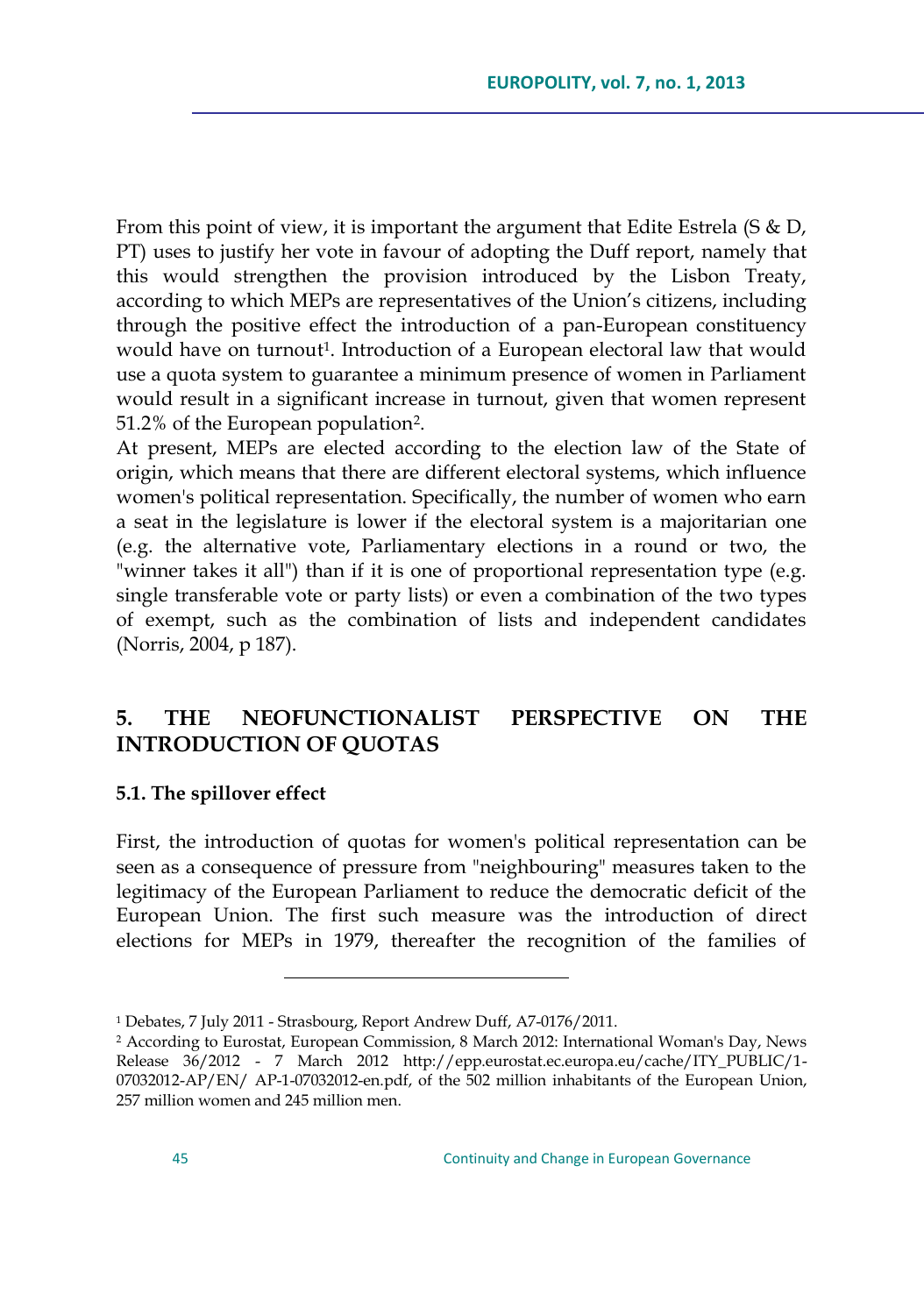From this point of view, it is important the argument that Edite Estrela (S & D, PT) uses to justify her vote in favour of adopting the Duff report, namely that this would strengthen the provision introduced by the Lisbon Treaty, according to which MEPs are representatives of the Union's citizens, including through the positive effect the introduction of a pan-European constituency would have on turnout[1]. Introduction of a European electoral law that would use a quota system to guarantee a minimum presence of women in Parliament would result in a significant increase in turnout, given that women represent 51.2% of the European population[2].

At present, MEPs are elected according to the election law of the State of origin, which means that there are different electoral systems, which influence women's political representation. Specifically, the number of women who earn a seat in the legislature is lower if the electoral system is a majoritarian one (e.g. the alternative vote, Parliamentary elections in a round or two, the "winner takes it all") than if it is one of proportional representation type (e.g. single transferable vote or party lists) or even a combination of the two types of exempt, such as the combination of lists and independent candidates (Norris, 2004, p 187).

## 5. THE NEOFUNCTIONALIST PERSPECTIVE ON THE INTRODUCTION OF QUOTAS

### 5.1. The spillover effect

First, the introduction of quotas for women's political representation can be seen as a consequence of pressure from "neighbouring" measures taken to the legitimacy of the European Parliament to reduce the democratic deficit of the European Union. The first such measure was the introduction of direct elections for MEPs in 1979, thereafter the recognition of the families of

---

[1] Debates, 7 July 2011 - Strasbourg, Report Andrew Duff, A7-0176/2011.

[2] According to Eurostat, European Commission, 8 March 2012: International Woman's Day, News Release 36/2012 - 7 March 2012 http://epp.eurostat.ec.europa.eu/cache/ITY_PUBLIC/1-07032012-AP/EN/ AP-1-07032012-en.pdf, of the 502 million inhabitants of the European Union, 257 million women and 245 million men.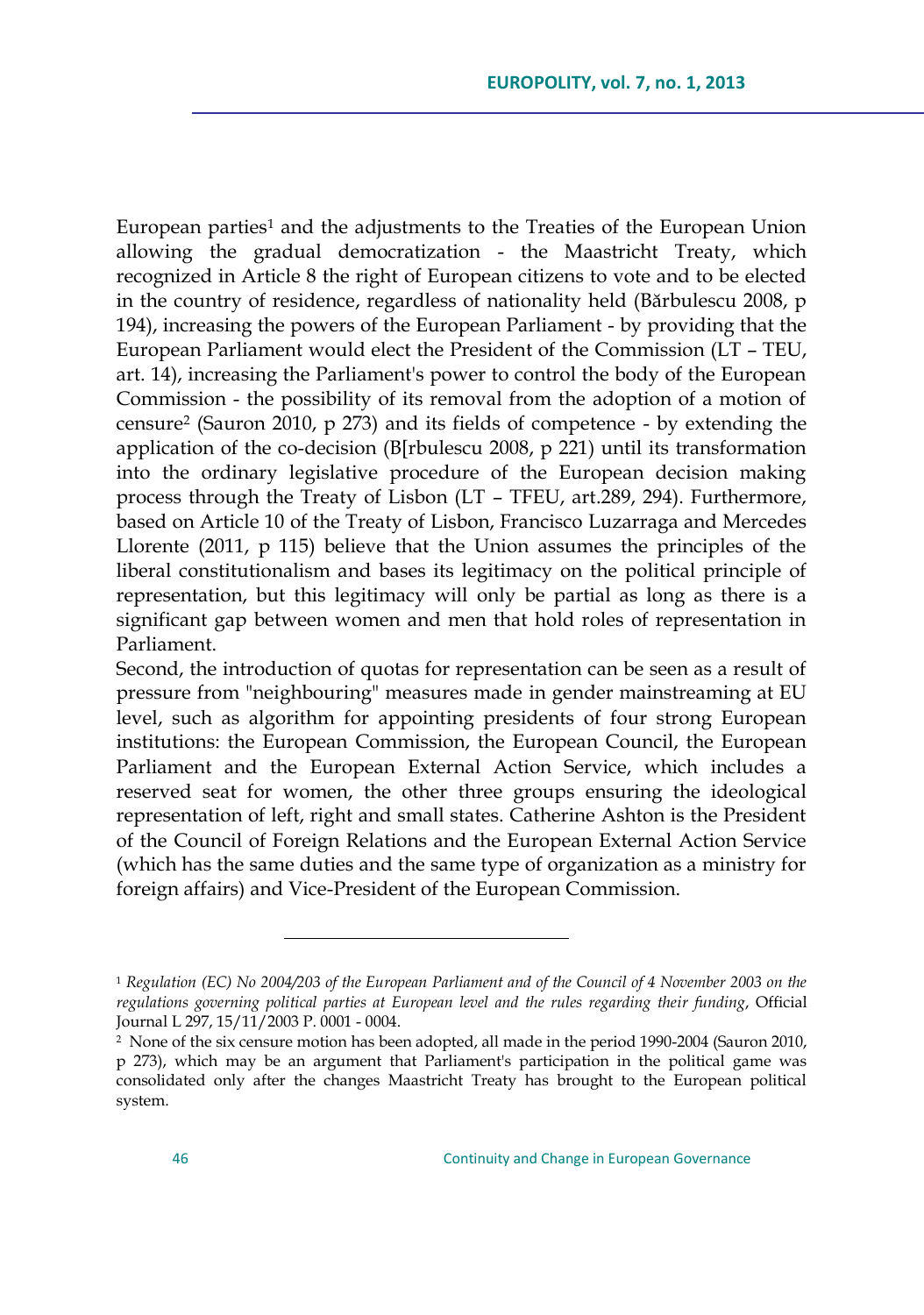European parties[1] and the adjustments to the Treaties of the European Union allowing the gradual democratization - the Maastricht Treaty, which recognized in Article 8 the right of European citizens to vote and to be elected in the country of residence, regardless of nationality held (Bărbulescu 2008, p 194), increasing the powers of the European Parliament - by providing that the European Parliament would elect the President of the Commission (LT – TEU, art. 14), increasing the Parliament's power to control the body of the European Commission - the possibility of its removal from the adoption of a motion of censure[2] (Sauron 2010, p 273) and its fields of competence - by extending the application of the co-decision (B[rbulescu 2008, p 221) until its transformation into the ordinary legislative procedure of the European decision making process through the Treaty of Lisbon (LT – TFEU, art.289, 294). Furthermore, based on Article 10 of the Treaty of Lisbon, Francisco Luzarraga and Mercedes Llorente (2011, p 115) believe that the Union assumes the principles of the liberal constitutionalism and bases its legitimacy on the political principle of representation, but this legitimacy will only be partial as long as there is a significant gap between women and men that hold roles of representation in Parliament.

Second, the introduction of quotas for representation can be seen as a result of pressure from "neighbouring" measures made in gender mainstreaming at EU level, such as algorithm for appointing presidents of four strong European institutions: the European Commission, the European Council, the European Parliament and the European External Action Service, which includes a reserved seat for women, the other three groups ensuring the ideological representation of left, right and small states. Catherine Ashton is the President of the Council of Foreign Relations and the European External Action Service (which has the same duties and the same type of organization as a ministry for foreign affairs) and Vice-President of the European Commission.

---

[1] *Regulation (EC) No 2004/203 of the European Parliament and of the Council of 4 November 2003 on the regulations governing political parties at European level and the rules regarding their funding*, Official Journal L 297, 15/11/2003 P. 0001 - 0004.

[2] None of the six censure motion has been adopted, all made in the period 1990-2004 (Sauron 2010, p 273), which may be an argument that Parliament's participation in the political game was consolidated only after the changes Maastricht Treaty has brought to the European political system.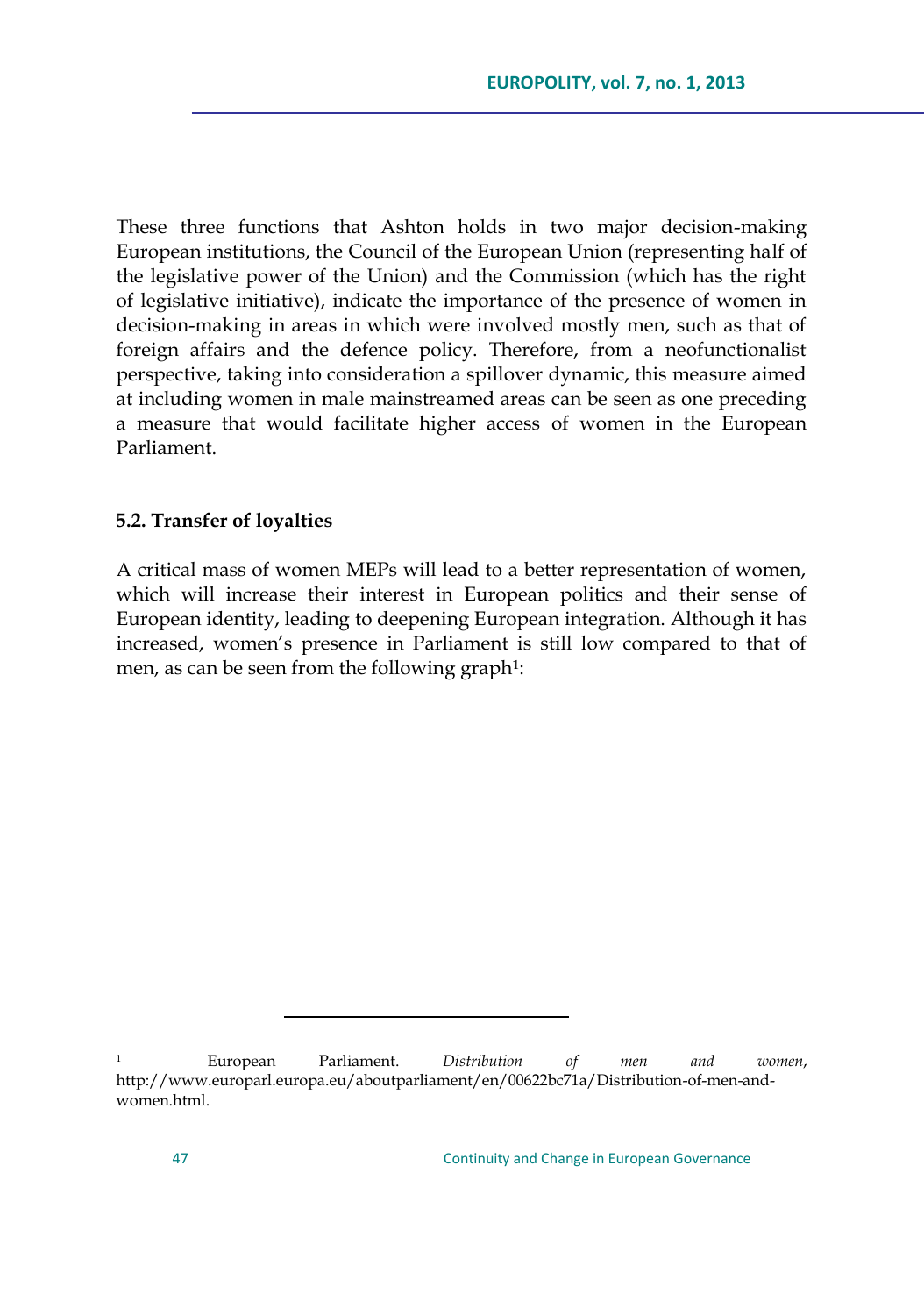These three functions that Ashton holds in two major decision-making European institutions, the Council of the European Union (representing half of the legislative power of the Union) and the Commission (which has the right of legislative initiative), indicate the importance of the presence of women in decision-making in areas in which were involved mostly men, such as that of foreign affairs and the defence policy. Therefore, from a neofunctionalist perspective, taking into consideration a spillover dynamic, this measure aimed at including women in male mainstreamed areas can be seen as one preceding a measure that would facilitate higher access of women in the European Parliament.

### 5.2. Transfer of loyalties

A critical mass of women MEPs will lead to a better representation of women, which will increase their interest in European politics and their sense of European identity, leading to deepening European integration. Although it has increased, women's presence in Parliament is still low compared to that of men, as can be seen from the following graph[1]:

---

[1] European Parliament. *Distribution of men and women*, http://www.europarl.europa.eu/aboutparliament/en/00622bc71a/Distribution-of-men-and-women.html.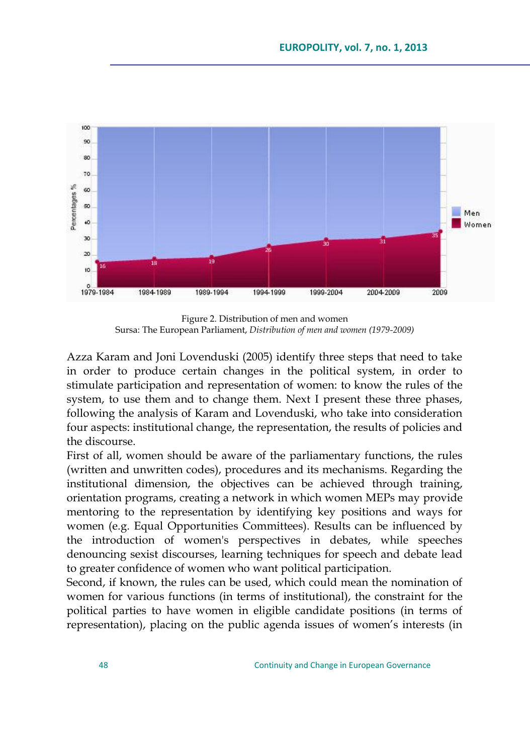Figure 2. Distribution of men and women
Sursa: The European Parliament, *Distribution of men and women (1979-2009)*

Azza Karam and Joni Lovenduski (2005) identify three steps that need to take in order to produce certain changes in the political system, in order to stimulate participation and representation of women: to know the rules of the system, to use them and to change them. Next I present these three phases, following the analysis of Karam and Lovenduski, who take into consideration four aspects: institutional change, the representation, the results of policies and the discourse.

First of all, women should be aware of the parliamentary functions, the rules (written and unwritten codes), procedures and its mechanisms. Regarding the institutional dimension, the objectives can be achieved through training, orientation programs, creating a network in which women MEPs may provide mentoring to the representation by identifying key positions and ways for women (e.g. Equal Opportunities Committees). Results can be influenced by the introduction of women's perspectives in debates, while speeches denouncing sexist discourses, learning techniques for speech and debate lead to greater confidence of women who want political participation.

Second, if known, the rules can be used, which could mean the nomination of women for various functions (in terms of institutional), the constraint for the political parties to have women in eligible candidate positions (in terms of representation), placing on the public agenda issues of women's interests (in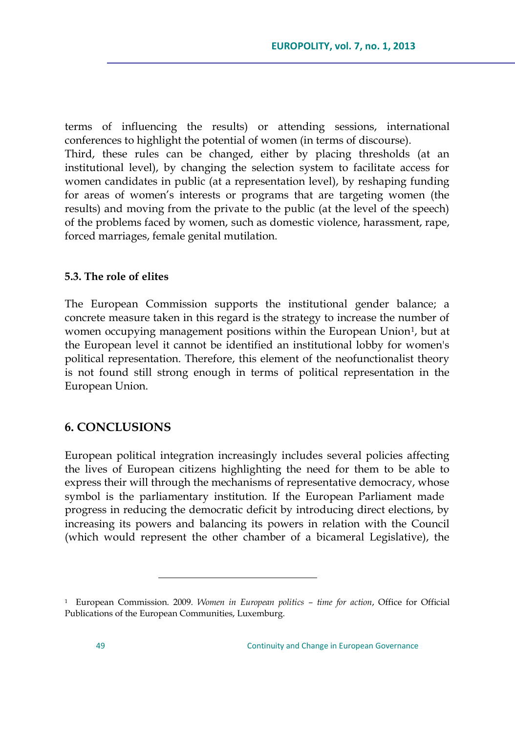terms of influencing the results) or attending sessions, international conferences to highlight the potential of women (in terms of discourse).
Third, these rules can be changed, either by placing thresholds (at an institutional level), by changing the selection system to facilitate access for women candidates in public (at a representation level), by reshaping funding for areas of women's interests or programs that are targeting women (the results) and moving from the private to the public (at the level of the speech) of the problems faced by women, such as domestic violence, harassment, rape, forced marriages, female genital mutilation.

### 5.3. The role of elites

The European Commission supports the institutional gender balance; a concrete measure taken in this regard is the strategy to increase the number of women occupying management positions within the European Union[1], but at the European level it cannot be identified an institutional lobby for women's political representation. Therefore, this element of the neofunctionalist theory is not found still strong enough in terms of political representation in the European Union.

## 6. CONCLUSIONS

European political integration increasingly includes several policies affecting the lives of European citizens highlighting the need for them to be able to express their will through the mechanisms of representative democracy, whose symbol is the parliamentary institution. If the European Parliament made progress in reducing the democratic deficit by introducing direct elections, by increasing its powers and balancing its powers in relation with the Council (which would represent the other chamber of a bicameral Legislative), the

---

[1] European Commission. 2009. *Women in European politics – time for action*, Office for Official Publications of the European Communities, Luxemburg.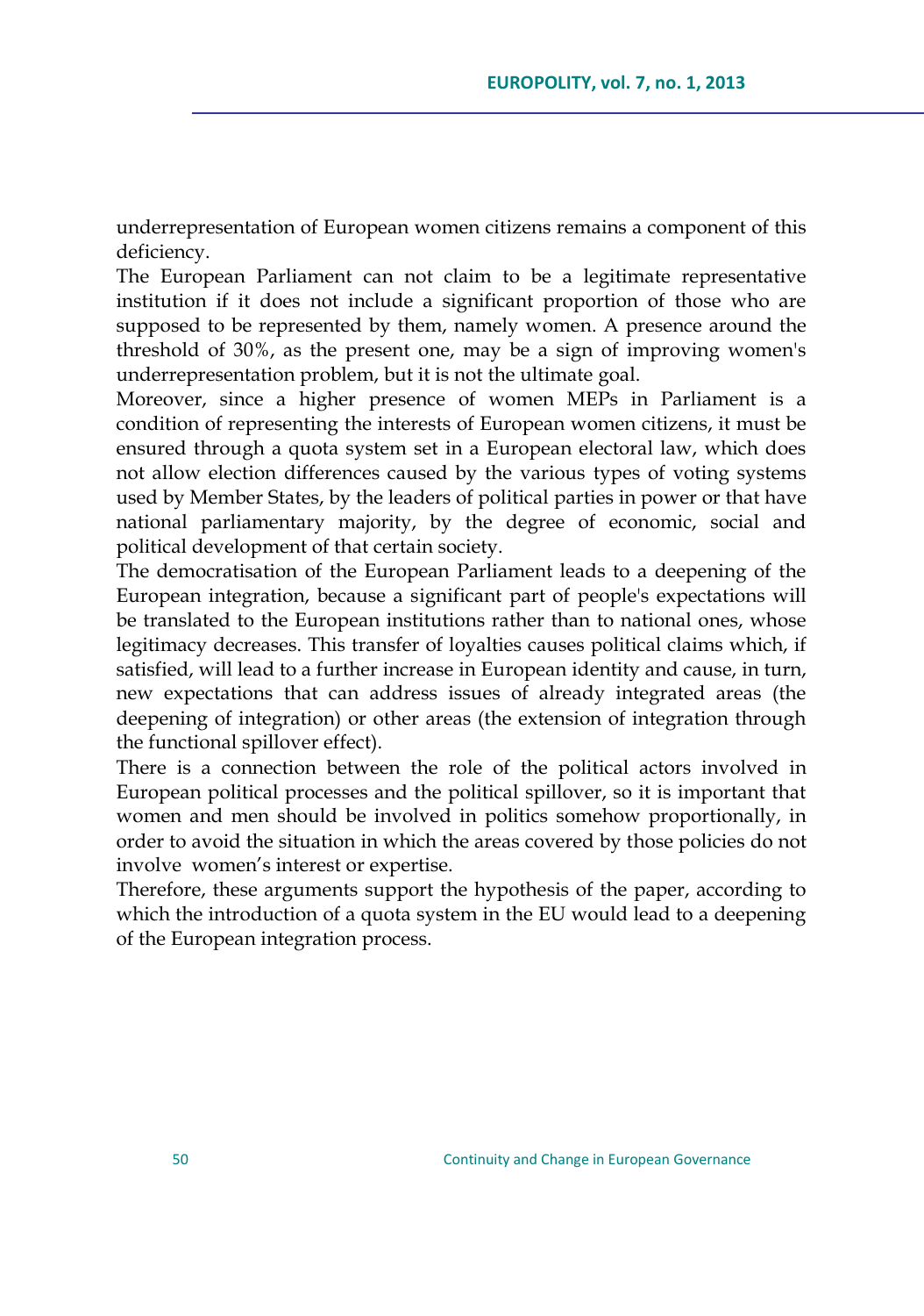underrepresentation of European women citizens remains a component of this deficiency.

The European Parliament can not claim to be a legitimate representative institution if it does not include a significant proportion of those who are supposed to be represented by them, namely women. A presence around the threshold of 30%, as the present one, may be a sign of improving women's underrepresentation problem, but it is not the ultimate goal.

Moreover, since a higher presence of women MEPs in Parliament is a condition of representing the interests of European women citizens, it must be ensured through a quota system set in a European electoral law, which does not allow election differences caused by the various types of voting systems used by Member States, by the leaders of political parties in power or that have national parliamentary majority, by the degree of economic, social and political development of that certain society.

The democratisation of the European Parliament leads to a deepening of the European integration, because a significant part of people's expectations will be translated to the European institutions rather than to national ones, whose legitimacy decreases. This transfer of loyalties causes political claims which, if satisfied, will lead to a further increase in European identity and cause, in turn, new expectations that can address issues of already integrated areas (the deepening of integration) or other areas (the extension of integration through the functional spillover effect).

There is a connection between the role of the political actors involved in European political processes and the political spillover, so it is important that women and men should be involved in politics somehow proportionally, in order to avoid the situation in which the areas covered by those policies do not involve women's interest or expertise.

Therefore, these arguments support the hypothesis of the paper, according to which the introduction of a quota system in the EU would lead to a deepening of the European integration process.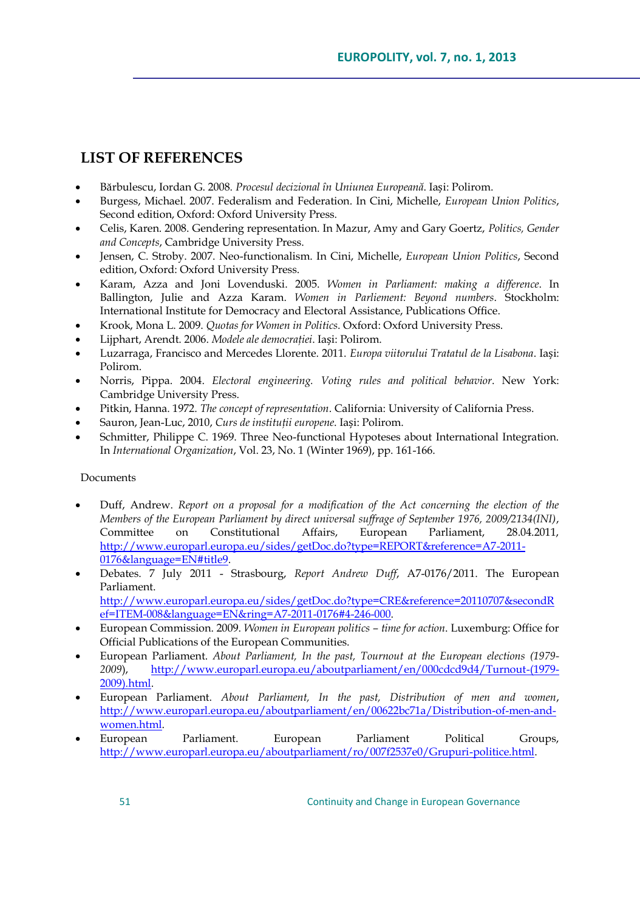## LIST OF REFERENCES

- Bărbulescu, Iordan G. 2008. *Procesul decizional în Uniunea Europeană*. Iași: Polirom.
- Burgess, Michael. 2007. Federalism and Federation. In Cini, Michelle, *European Union Politics*, Second edition, Oxford: Oxford University Press.
- Celis, Karen. 2008. Gendering representation. In Mazur, Amy and Gary Goertz, *Politics, Gender and Concepts*, Cambridge University Press.
- Jensen, C. Stroby. 2007. Neo-functionalism. In Cini, Michelle, *European Union Politics*, Second edition, Oxford: Oxford University Press.
- Karam, Azza and Joni Lovenduski. 2005. *Women in Parliament: making a difference*. In Ballington, Julie and Azza Karam. *Women in Parliement: Beyond numbers*. Stockholm: International Institute for Democracy and Electoral Assistance, Publications Office.
- Krook, Mona L. 2009. *Quotas for Women in Politics*. Oxford: Oxford University Press.
- Lijphart, Arendt. 2006. *Modele ale democrației*. Iași: Polirom.
- Luzarraga, Francisco and Mercedes Llorente. 2011. *Europa viitorului Tratatul de la Lisabona*. Iași: Polirom.
- Norris, Pippa. 2004. *Electoral engineering. Voting rules and political behavior*. New York: Cambridge University Press.
- Pitkin, Hanna. 1972. *The concept of representation*. California: University of California Press.
- Sauron, Jean-Luc, 2010, *Curs de instituții europene*. Iași: Polirom.
- Schmitter, Philippe C. 1969. Three Neo-functional Hypoteses about International Integration. In *International Organization*, Vol. 23, No. 1 (Winter 1969), pp. 161-166.

Documents

- Duff, Andrew. *Report on a proposal for a modification of the Act concerning the election of the Members of the European Parliament by direct universal suffrage of September 1976, 2009/2134(INI)*, Committee on Constitutional Affairs, European Parliament, 28.04.2011, http://www.europarl.europa.eu/sides/getDoc.do?type=REPORT&reference=A7-2011-0176&language=EN#title9.
- Debates. 7 July 2011 - Strasbourg, *Report Andrew Duff*, A7-0176/2011. The European Parliament. http://www.europarl.europa.eu/sides/getDoc.do?type=CRE&reference=20110707&secondRef=ITEM-008&language=EN&ring=A7-2011-0176#4-246-000.
- European Commission. 2009. *Women in European politics – time for action*. Luxemburg: Office for Official Publications of the European Communities.
- European Parliament. *About Parliament, In the past, Tournout at the European elections (1979-2009)*, http://www.europarl.europa.eu/aboutparliament/en/000cdcd9d4/Turnout-(1979-2009).html.
- European Parliament. *About Parliament, In the past, Distribution of men and women*, http://www.europarl.europa.eu/aboutparliament/en/00622bc71a/Distribution-of-men-and-women.html.
- European Parliament. European Parliament Political Groups, http://www.europarl.europa.eu/aboutparliament/ro/007f2537e0/Grupuri-politice.html.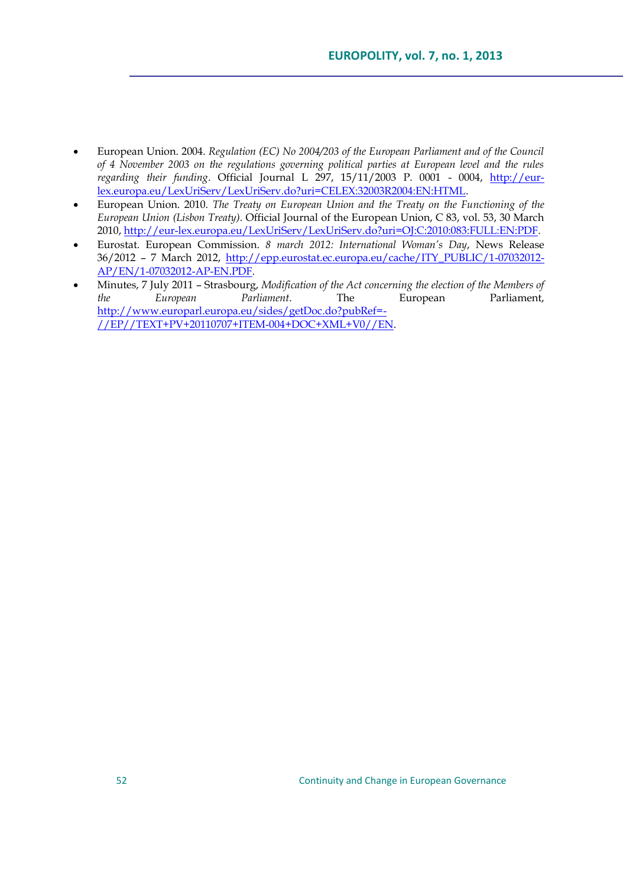- European Union. 2004. *Regulation (EC) No 2004/203 of the European Parliament and of the Council of 4 November 2003 on the regulations governing political parties at European level and the rules regarding their funding*. Official Journal L 297, 15/11/2003 P. 0001 - 0004, http://eur-lex.europa.eu/LexUriServ/LexUriServ.do?uri=CELEX:32003R2004:EN:HTML.
- European Union. 2010. *The Treaty on European Union and the Treaty on the Functioning of the European Union (Lisbon Treaty)*. Official Journal of the European Union, C 83, vol. 53, 30 March 2010, http://eur-lex.europa.eu/LexUriServ/LexUriServ.do?uri=OJ:C:2010:083:FULL:EN:PDF.
- Eurostat. European Commission. *8 march 2012: International Woman's Day*, News Release 36/2012 – 7 March 2012, http://epp.eurostat.ec.europa.eu/cache/ITY_PUBLIC/1-07032012-AP/EN/1-07032012-AP-EN.PDF.
- Minutes, 7 July 2011 – Strasbourg, *Modification of the Act concerning the election of the Members of the European Parliament*. The European Parliament, http://www.europarl.europa.eu/sides/getDoc.do?pubRef=-//EP//TEXT+PV+20110707+ITEM-004+DOC+XML+V0//EN.